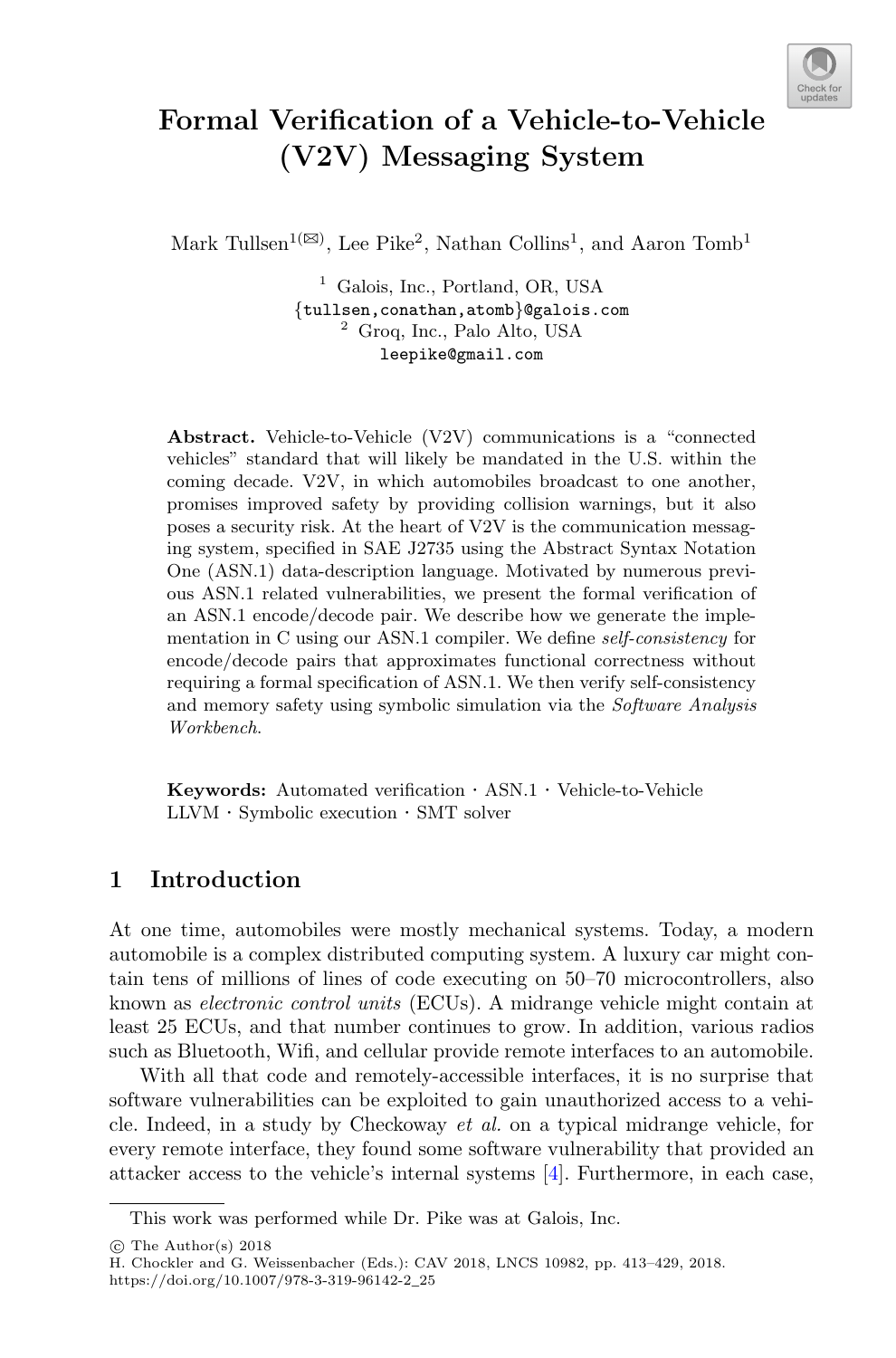# Formal Verification of a Vehicle-to-Vehicle (V2V) Messaging System

Mark Tullsen[1(✉)], Lee Pike[2], Nathan Collins[1], and Aaron Tomb[1]

[1] Galois, Inc., Portland, OR, USA
{tullsen,conathan,atomb}@galois.com
[2] Groq, Inc., Palo Alto, USA
leepike@gmail.com

**Abstract.** Vehicle-to-Vehicle (V2V) communications is a "connected vehicles" standard that will likely be mandated in the U.S. within the coming decade. V2V, in which automobiles broadcast to one another, promises improved safety by providing collision warnings, but it also poses a security risk. At the heart of V2V is the communication messaging system, specified in SAE J2735 using the Abstract Syntax Notation One (ASN.1) data-description language. Motivated by numerous previous ASN.1 related vulnerabilities, we present the formal verification of an ASN.1 encode/decode pair. We describe how we generate the implementation in C using our ASN.1 compiler. We define *self-consistency* for encode/decode pairs that approximates functional correctness without requiring a formal specification of ASN.1. We then verify self-consistency and memory safety using symbolic simulation via the *Software Analysis Workbench*.

**Keywords:** Automated verification · ASN.1 · Vehicle-to-Vehicle LLVM · Symbolic execution · SMT solver

## 1 Introduction

At one time, automobiles were mostly mechanical systems. Today, a modern automobile is a complex distributed computing system. A luxury car might contain tens of millions of lines of code executing on 50–70 microcontrollers, also known as *electronic control units* (ECUs). A midrange vehicle might contain at least 25 ECUs, and that number continues to grow. In addition, various radios such as Bluetooth, Wifi, and cellular provide remote interfaces to an automobile.

With all that code and remotely-accessible interfaces, it is no surprise that software vulnerabilities can be exploited to gain unauthorized access to a vehicle. Indeed, in a study by Checkoway *et al.* on a typical midrange vehicle, for every remote interface, they found some software vulnerability that provided an attacker access to the vehicle's internal systems [4]. Furthermore, in each case,

This work was performed while Dr. Pike was at Galois, Inc.

© The Author(s) 2018
H. Chockler and G. Weissenbacher (Eds.): CAV 2018, LNCS 10982, pp. 413–429, 2018.
https://doi.org/10.1007/978-3-319-96142-2_25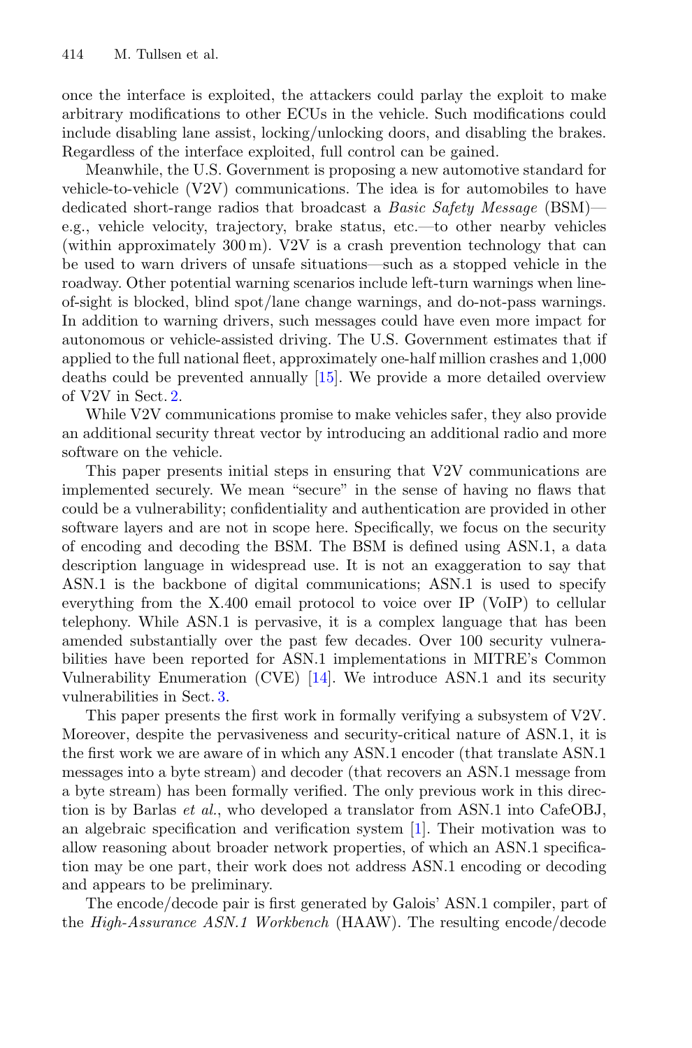once the interface is exploited, the attackers could parlay the exploit to make arbitrary modifications to other ECUs in the vehicle. Such modifications could include disabling lane assist, locking/unlocking doors, and disabling the brakes. Regardless of the interface exploited, full control can be gained.

Meanwhile, the U.S. Government is proposing a new automotive standard for vehicle-to-vehicle (V2V) communications. The idea is for automobiles to have dedicated short-range radios that broadcast a *Basic Safety Message* (BSM)—e.g., vehicle velocity, trajectory, brake status, etc.—to other nearby vehicles (within approximately 300 m). V2V is a crash prevention technology that can be used to warn drivers of unsafe situations—such as a stopped vehicle in the roadway. Other potential warning scenarios include left-turn warnings when line-of-sight is blocked, blind spot/lane change warnings, and do-not-pass warnings. In addition to warning drivers, such messages could have even more impact for autonomous or vehicle-assisted driving. The U.S. Government estimates that if applied to the full national fleet, approximately one-half million crashes and 1,000 deaths could be prevented annually [15]. We provide a more detailed overview of V2V in Sect. 2.

While V2V communications promise to make vehicles safer, they also provide an additional security threat vector by introducing an additional radio and more software on the vehicle.

This paper presents initial steps in ensuring that V2V communications are implemented securely. We mean "secure" in the sense of having no flaws that could be a vulnerability; confidentiality and authentication are provided in other software layers and are not in scope here. Specifically, we focus on the security of encoding and decoding the BSM. The BSM is defined using ASN.1, a data description language in widespread use. It is not an exaggeration to say that ASN.1 is the backbone of digital communications; ASN.1 is used to specify everything from the X.400 email protocol to voice over IP (VoIP) to cellular telephony. While ASN.1 is pervasive, it is a complex language that has been amended substantially over the past few decades. Over 100 security vulnerabilities have been reported for ASN.1 implementations in MITRE's Common Vulnerability Enumeration (CVE) [14]. We introduce ASN.1 and its security vulnerabilities in Sect. 3.

This paper presents the first work in formally verifying a subsystem of V2V. Moreover, despite the pervasiveness and security-critical nature of ASN.1, it is the first work we are aware of in which any ASN.1 encoder (that translate ASN.1 messages into a byte stream) and decoder (that recovers an ASN.1 message from a byte stream) has been formally verified. The only previous work in this direction is by Barlas *et al.*, who developed a translator from ASN.1 into CafeOBJ, an algebraic specification and verification system [1]. Their motivation was to allow reasoning about broader network properties, of which an ASN.1 specification may be one part, their work does not address ASN.1 encoding or decoding and appears to be preliminary.

The encode/decode pair is first generated by Galois' ASN.1 compiler, part of the *High-Assurance ASN.1 Workbench* (HAAW). The resulting encode/decode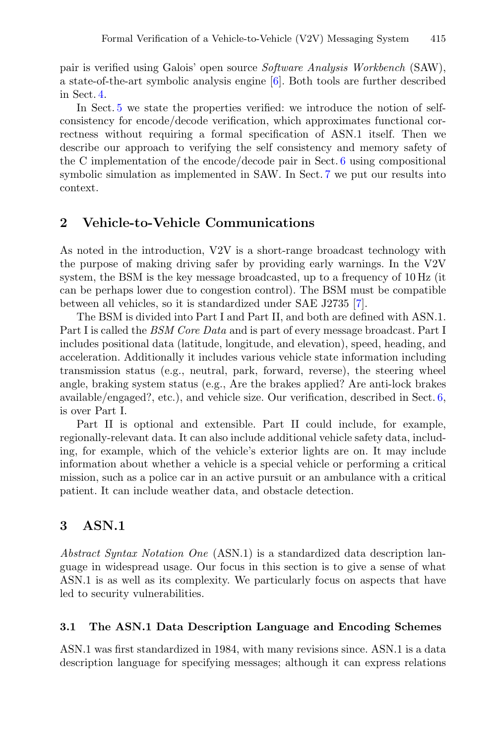pair is verified using Galois' open source *Software Analysis Workbench* (SAW), a state-of-the-art symbolic analysis engine [6]. Both tools are further described in Sect. 4.

In Sect. 5 we state the properties verified: we introduce the notion of self-consistency for encode/decode verification, which approximates functional correctness without requiring a formal specification of ASN.1 itself. Then we describe our approach to verifying the self consistency and memory safety of the C implementation of the encode/decode pair in Sect. 6 using compositional symbolic simulation as implemented in SAW. In Sect. 7 we put our results into context.

## 2 Vehicle-to-Vehicle Communications

As noted in the introduction, V2V is a short-range broadcast technology with the purpose of making driving safer by providing early warnings. In the V2V system, the BSM is the key message broadcasted, up to a frequency of 10 Hz (it can be perhaps lower due to congestion control). The BSM must be compatible between all vehicles, so it is standardized under SAE J2735 [7].

The BSM is divided into Part I and Part II, and both are defined with ASN.1. Part I is called the *BSM Core Data* and is part of every message broadcast. Part I includes positional data (latitude, longitude, and elevation), speed, heading, and acceleration. Additionally it includes various vehicle state information including transmission status (e.g., neutral, park, forward, reverse), the steering wheel angle, braking system status (e.g., Are the brakes applied? Are anti-lock brakes available/engaged?, etc.), and vehicle size. Our verification, described in Sect. 6, is over Part I.

Part II is optional and extensible. Part II could include, for example, regionally-relevant data. It can also include additional vehicle safety data, including, for example, which of the vehicle's exterior lights are on. It may include information about whether a vehicle is a special vehicle or performing a critical mission, such as a police car in an active pursuit or an ambulance with a critical patient. It can include weather data, and obstacle detection.

## 3 ASN.1

*Abstract Syntax Notation One* (ASN.1) is a standardized data description language in widespread usage. Our focus in this section is to give a sense of what ASN.1 is as well as its complexity. We particularly focus on aspects that have led to security vulnerabilities.

### 3.1 The ASN.1 Data Description Language and Encoding Schemes

ASN.1 was first standardized in 1984, with many revisions since. ASN.1 is a data description language for specifying messages; although it can express relations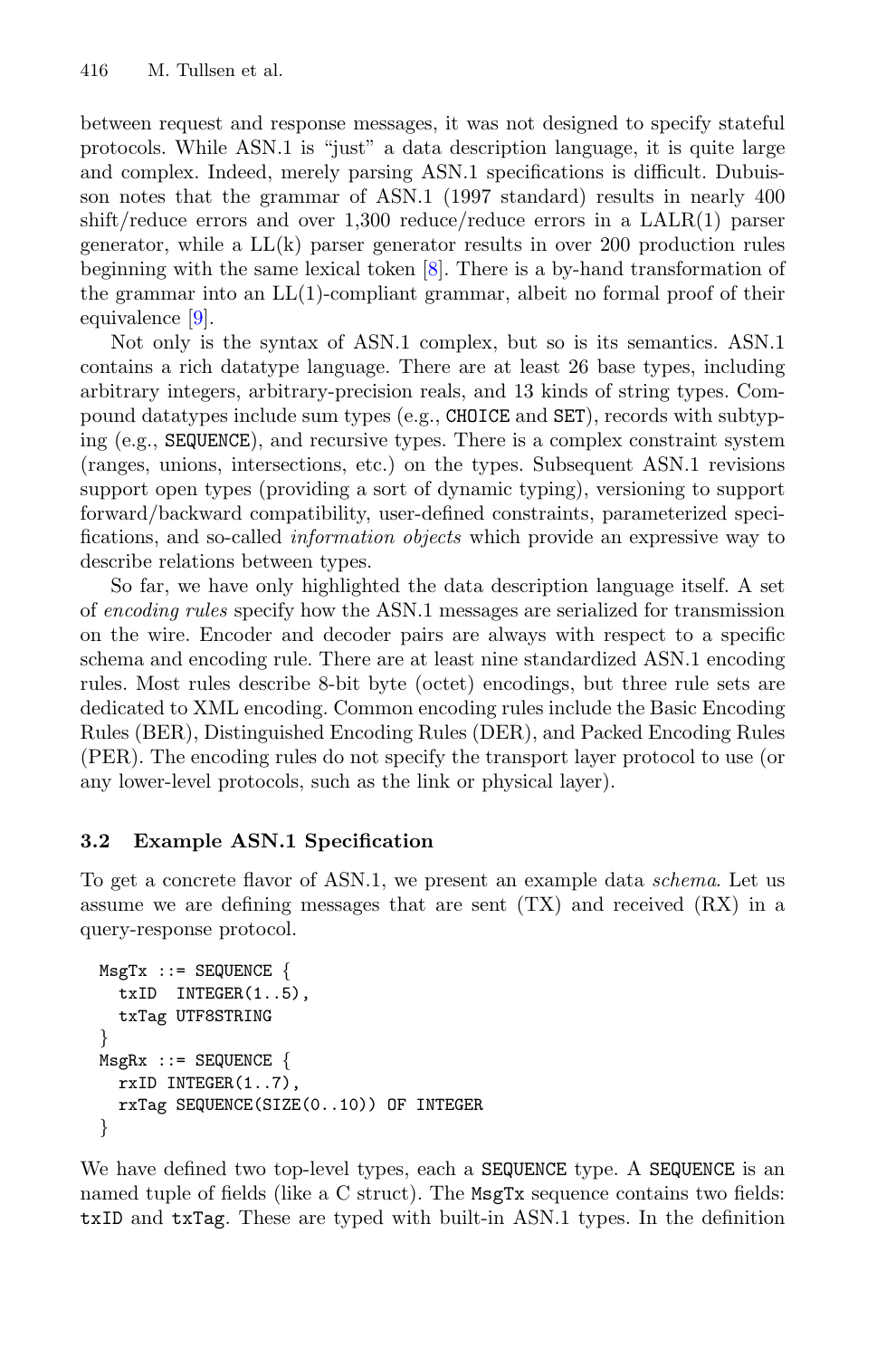between request and response messages, it was not designed to specify stateful protocols. While ASN.1 is "just" a data description language, it is quite large and complex. Indeed, merely parsing ASN.1 specifications is difficult. Dubuisson notes that the grammar of ASN.1 (1997 standard) results in nearly 400 shift/reduce errors and over 1,300 reduce/reduce errors in a LALR(1) parser generator, while a LL(k) parser generator results in over 200 production rules beginning with the same lexical token [8]. There is a by-hand transformation of the grammar into an LL(1)-compliant grammar, albeit no formal proof of their equivalence [9].

Not only is the syntax of ASN.1 complex, but so is its semantics. ASN.1 contains a rich datatype language. There are at least 26 base types, including arbitrary integers, arbitrary-precision reals, and 13 kinds of string types. Compound datatypes include sum types (e.g., `CHOICE` and `SET`), records with subtyping (e.g., `SEQUENCE`), and recursive types. There is a complex constraint system (ranges, unions, intersections, etc.) on the types. Subsequent ASN.1 revisions support open types (providing a sort of dynamic typing), versioning to support forward/backward compatibility, user-defined constraints, parameterized specifications, and so-called *information objects* which provide an expressive way to describe relations between types.

So far, we have only highlighted the data description language itself. A set of *encoding rules* specify how the ASN.1 messages are serialized for transmission on the wire. Encoder and decoder pairs are always with respect to a specific schema and encoding rule. There are at least nine standardized ASN.1 encoding rules. Most rules describe 8-bit byte (octet) encodings, but three rule sets are dedicated to XML encoding. Common encoding rules include the Basic Encoding Rules (BER), Distinguished Encoding Rules (DER), and Packed Encoding Rules (PER). The encoding rules do not specify the transport layer protocol to use (or any lower-level protocols, such as the link or physical layer).

### 3.2 Example ASN.1 Specification

To get a concrete flavor of ASN.1, we present an example data *schema*. Let us assume we are defining messages that are sent (TX) and received (RX) in a query-response protocol.

```
MsgTx ::= SEQUENCE {
  txID  INTEGER(1..5),
  txTag UTF8STRING
}
MsgRx ::= SEQUENCE {
  rxID INTEGER(1..7),
  rxTag SEQUENCE(SIZE(0..10)) OF INTEGER
}
```

We have defined two top-level types, each a `SEQUENCE` type. A `SEQUENCE` is an named tuple of fields (like a C struct). The `MsgTx` sequence contains two fields: `txID` and `txTag`. These are typed with built-in ASN.1 types. In the definition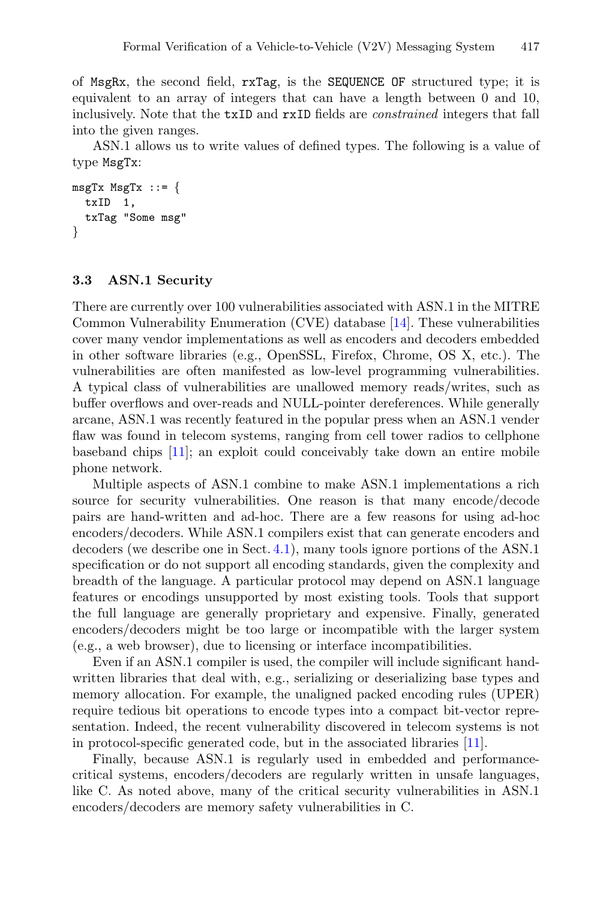of `MsgRx`, the second field, `rxTag`, is the `SEQUENCE OF` structured type; it is equivalent to an array of integers that can have a length between 0 and 10, inclusively. Note that the `txID` and `rxID` fields are *constrained* integers that fall into the given ranges.

ASN.1 allows us to write values of defined types. The following is a value of type `MsgTx`:

```
msgTx MsgTx ::= {
  txID  1,
  txTag "Some msg"
}
```

### 3.3 ASN.1 Security

There are currently over 100 vulnerabilities associated with ASN.1 in the MITRE Common Vulnerability Enumeration (CVE) database [14]. These vulnerabilities cover many vendor implementations as well as encoders and decoders embedded in other software libraries (e.g., OpenSSL, Firefox, Chrome, OS X, etc.). The vulnerabilities are often manifested as low-level programming vulnerabilities. A typical class of vulnerabilities are unallowed memory reads/writes, such as buffer overflows and over-reads and NULL-pointer dereferences. While generally arcane, ASN.1 was recently featured in the popular press when an ASN.1 vender flaw was found in telecom systems, ranging from cell tower radios to cellphone baseband chips [11]; an exploit could conceivably take down an entire mobile phone network.

Multiple aspects of ASN.1 combine to make ASN.1 implementations a rich source for security vulnerabilities. One reason is that many encode/decode pairs are hand-written and ad-hoc. There are a few reasons for using ad-hoc encoders/decoders. While ASN.1 compilers exist that can generate encoders and decoders (we describe one in Sect. 4.1), many tools ignore portions of the ASN.1 specification or do not support all encoding standards, given the complexity and breadth of the language. A particular protocol may depend on ASN.1 language features or encodings unsupported by most existing tools. Tools that support the full language are generally proprietary and expensive. Finally, generated encoders/decoders might be too large or incompatible with the larger system (e.g., a web browser), due to licensing or interface incompatibilities.

Even if an ASN.1 compiler is used, the compiler will include significant hand-written libraries that deal with, e.g., serializing or deserializing base types and memory allocation. For example, the unaligned packed encoding rules (UPER) require tedious bit operations to encode types into a compact bit-vector representation. Indeed, the recent vulnerability discovered in telecom systems is not in protocol-specific generated code, but in the associated libraries [11].

Finally, because ASN.1 is regularly used in embedded and performance-critical systems, encoders/decoders are regularly written in unsafe languages, like C. As noted above, many of the critical security vulnerabilities in ASN.1 encoders/decoders are memory safety vulnerabilities in C.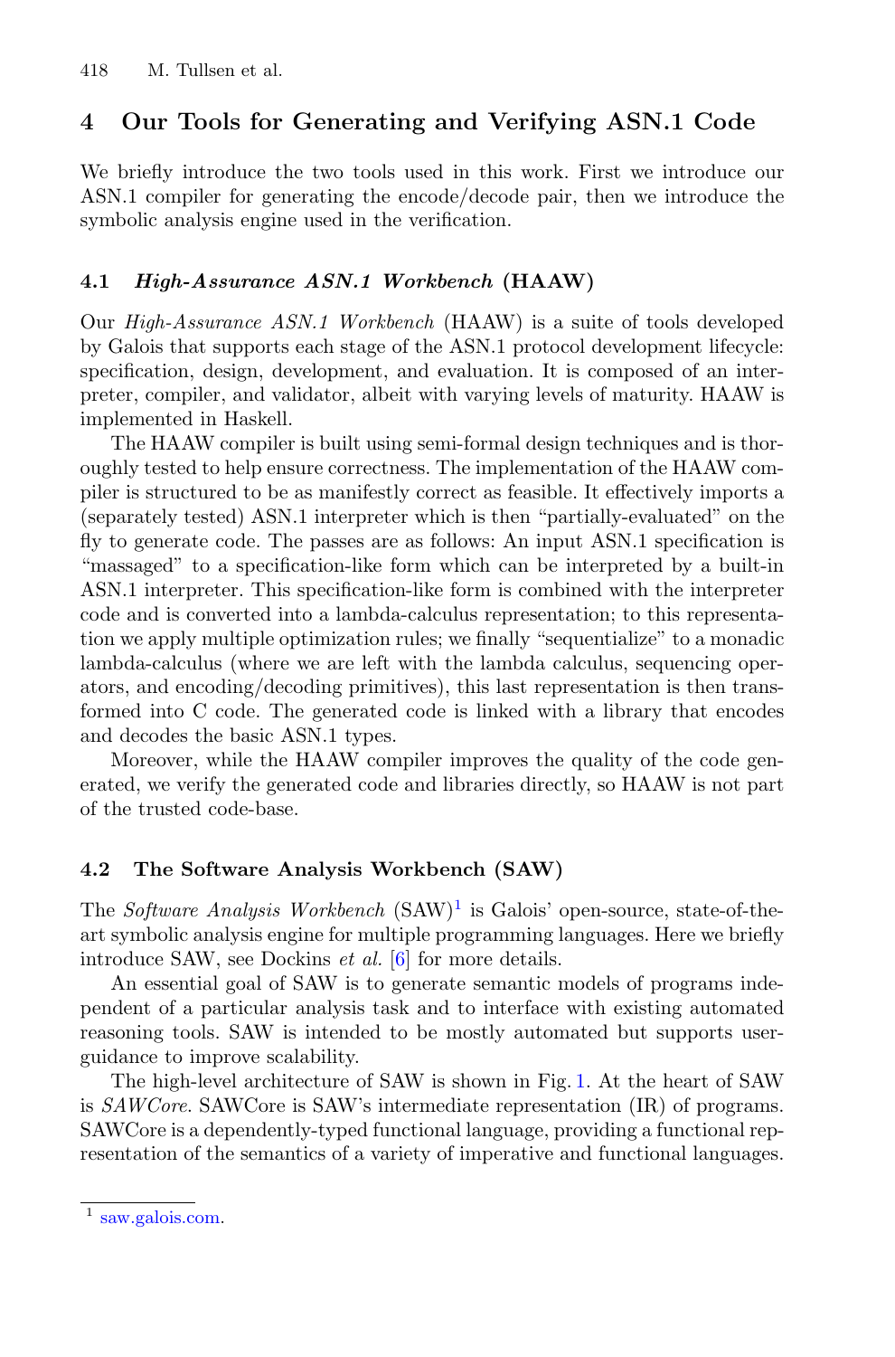## 4 Our Tools for Generating and Verifying ASN.1 Code

We briefly introduce the two tools used in this work. First we introduce our ASN.1 compiler for generating the encode/decode pair, then we introduce the symbolic analysis engine used in the verification.

### 4.1 *High-Assurance ASN.1 Workbench* (HAAW)

Our *High-Assurance ASN.1 Workbench* (HAAW) is a suite of tools developed by Galois that supports each stage of the ASN.1 protocol development lifecycle: specification, design, development, and evaluation. It is composed of an interpreter, compiler, and validator, albeit with varying levels of maturity. HAAW is implemented in Haskell.

The HAAW compiler is built using semi-formal design techniques and is thoroughly tested to help ensure correctness. The implementation of the HAAW compiler is structured to be as manifestly correct as feasible. It effectively imports a (separately tested) ASN.1 interpreter which is then "partially-evaluated" on the fly to generate code. The passes are as follows: An input ASN.1 specification is "massaged" to a specification-like form which can be interpreted by a built-in ASN.1 interpreter. This specification-like form is combined with the interpreter code and is converted into a lambda-calculus representation; to this representation we apply multiple optimization rules; we finally "sequentialize" to a monadic lambda-calculus (where we are left with the lambda calculus, sequencing operators, and encoding/decoding primitives), this last representation is then transformed into C code. The generated code is linked with a library that encodes and decodes the basic ASN.1 types.

Moreover, while the HAAW compiler improves the quality of the code generated, we verify the generated code and libraries directly, so HAAW is not part of the trusted code-base.

### 4.2 The Software Analysis Workbench (SAW)

The *Software Analysis Workbench* (SAW)[1] is Galois' open-source, state-of-the-art symbolic analysis engine for multiple programming languages. Here we briefly introduce SAW, see Dockins *et al.* [6] for more details.

An essential goal of SAW is to generate semantic models of programs independent of a particular analysis task and to interface with existing automated reasoning tools. SAW is intended to be mostly automated but supports user-guidance to improve scalability.

The high-level architecture of SAW is shown in Fig. 1. At the heart of SAW is *SAWCore*. SAWCore is SAW's intermediate representation (IR) of programs. SAWCore is a dependently-typed functional language, providing a functional representation of the semantics of a variety of imperative and functional languages.

[1] saw.galois.com.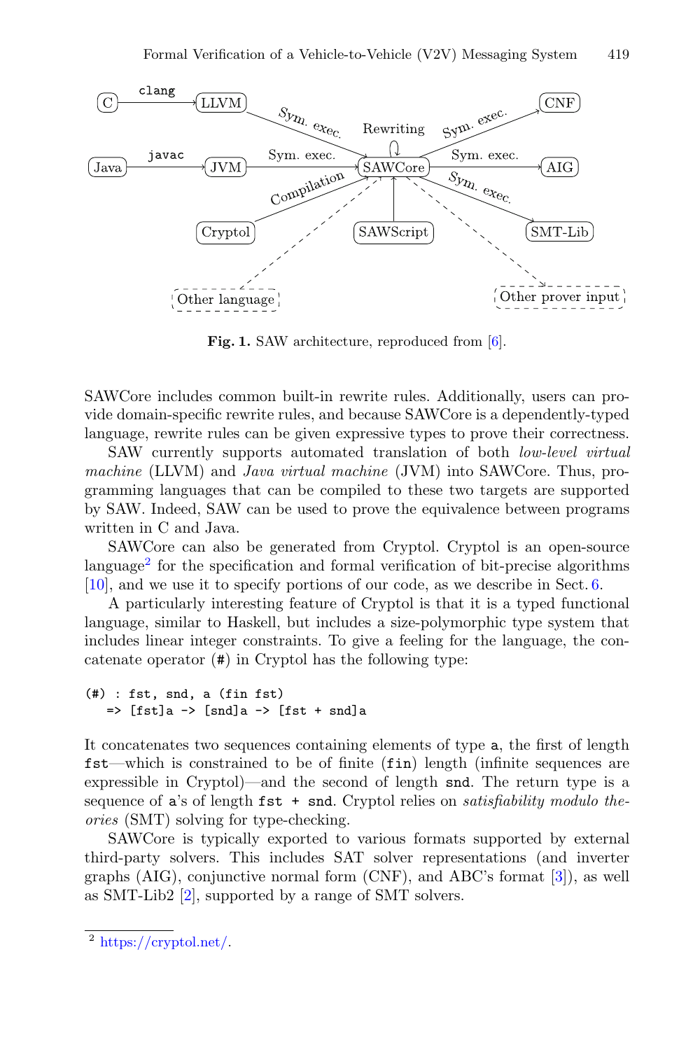**Fig. 1.** SAW architecture, reproduced from [6].

SAWCore includes common built-in rewrite rules. Additionally, users can provide domain-specific rewrite rules, and because SAWCore is a dependently-typed language, rewrite rules can be given expressive types to prove their correctness.

SAW currently supports automated translation of both *low-level virtual machine* (LLVM) and *Java virtual machine* (JVM) into SAWCore. Thus, programming languages that can be compiled to these two targets are supported by SAW. Indeed, SAW can be used to prove the equivalence between programs written in C and Java.

SAWCore can also be generated from Cryptol. Cryptol is an open-source language[2] for the specification and formal verification of bit-precise algorithms [10], and we use it to specify portions of our code, as we describe in Sect. 6.

A particularly interesting feature of Cryptol is that it is a typed functional language, similar to Haskell, but includes a size-polymorphic type system that includes linear integer constraints. To give a feeling for the language, the concatenate operator (#) in Cryptol has the following type:

```
(#) : fst, snd, a (fin fst)
   => [fst]a -> [snd]a -> [fst + snd]a
```

It concatenates two sequences containing elements of type `a`, the first of length `fst`—which is constrained to be of finite (`fin`) length (infinite sequences are expressible in Cryptol)—and the second of length `snd`. The return type is a sequence of `a`'s of length `fst + snd`. Cryptol relies on *satisfiability modulo theories* (SMT) solving for type-checking.

SAWCore is typically exported to various formats supported by external third-party solvers. This includes SAT solver representations (and inverter graphs (AIG), conjunctive normal form (CNF), and ABC's format [3]), as well as SMT-Lib2 [2], supported by a range of SMT solvers.

[2] https://cryptol.net/.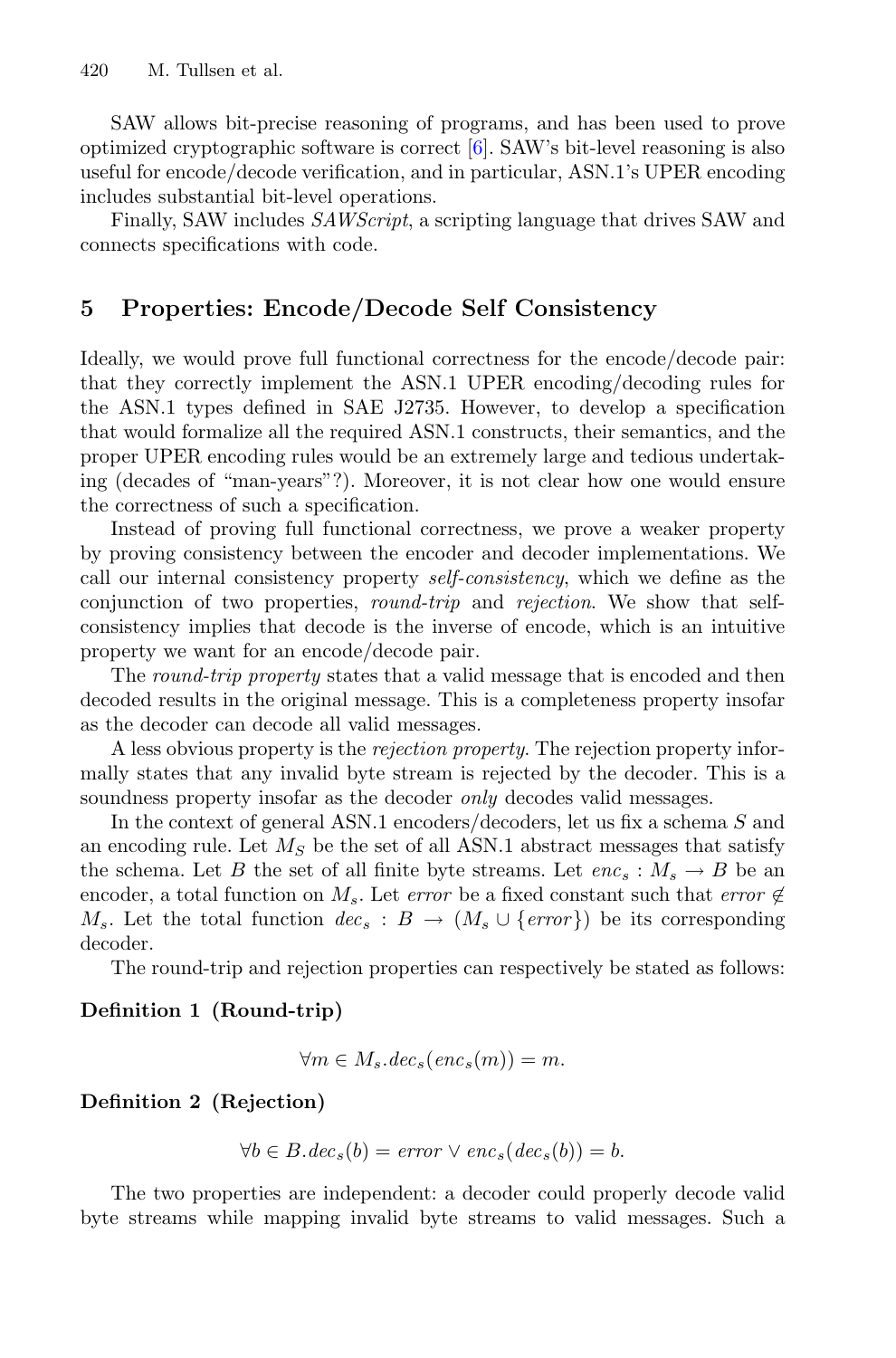SAW allows bit-precise reasoning of programs, and has been used to prove optimized cryptographic software is correct [6]. SAW's bit-level reasoning is also useful for encode/decode verification, and in particular, ASN.1's UPER encoding includes substantial bit-level operations.

Finally, SAW includes *SAWScript*, a scripting language that drives SAW and connects specifications with code.

## 5 Properties: Encode/Decode Self Consistency

Ideally, we would prove full functional correctness for the encode/decode pair: that they correctly implement the ASN.1 UPER encoding/decoding rules for the ASN.1 types defined in SAE J2735. However, to develop a specification that would formalize all the required ASN.1 constructs, their semantics, and the proper UPER encoding rules would be an extremely large and tedious undertaking (decades of "man-years"?). Moreover, it is not clear how one would ensure the correctness of such a specification.

Instead of proving full functional correctness, we prove a weaker property by proving consistency between the encoder and decoder implementations. We call our internal consistency property *self-consistency*, which we define as the conjunction of two properties, *round-trip* and *rejection*. We show that self-consistency implies that decode is the inverse of encode, which is an intuitive property we want for an encode/decode pair.

The *round-trip property* states that a valid message that is encoded and then decoded results in the original message. This is a completeness property insofar as the decoder can decode all valid messages.

A less obvious property is the *rejection property*. The rejection property informally states that any invalid byte stream is rejected by the decoder. This is a soundness property insofar as the decoder *only* decodes valid messages.

In the context of general ASN.1 encoders/decoders, let us fix a schema $S$ and an encoding rule. Let $M_S$ be the set of all ASN.1 abstract messages that satisfy the schema. Let $B$ the set of all finite byte streams. Let $enc_s : M_s \rightarrow B$ be an encoder, a total function on $M_s$. Let *error* be a fixed constant such that $error \notin M_s$. Let the total function $dec_s : B \rightarrow (M_s \cup \{error\})$ be its corresponding decoder.

The round-trip and rejection properties can respectively be stated as follows:

**Definition 1 (Round-trip)**

$$\forall m \in M_s . dec_s(enc_s(m)) = m.$$

**Definition 2 (Rejection)**

$$\forall b \in B . dec_s(b) = error \vee enc_s(dec_s(b)) = b.$$

The two properties are independent: a decoder could properly decode valid byte streams while mapping invalid byte streams to valid messages. Such a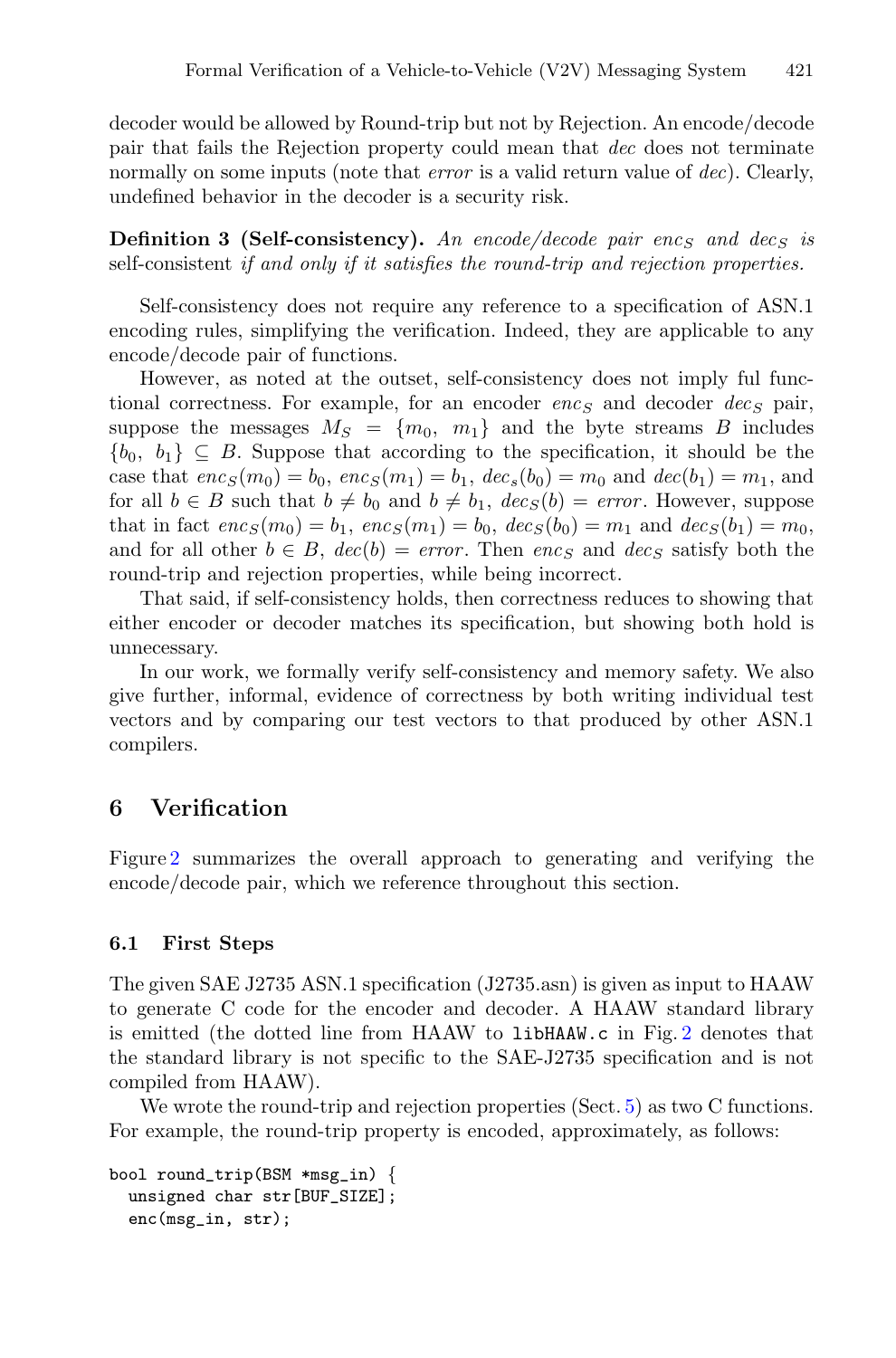decoder would be allowed by Round-trip but not by Rejection. An encode/decode pair that fails the Rejection property could mean that *dec* does not terminate normally on some inputs (note that *error* is a valid return value of *dec*). Clearly, undefined behavior in the decoder is a security risk.

**Definition 3 (Self-consistency).** *An encode/decode pair* $enc_S$ *and* $dec_S$ *is* self-consistent *if and only if it satisfies the round-trip and rejection properties.*

Self-consistency does not require any reference to a specification of ASN.1 encoding rules, simplifying the verification. Indeed, they are applicable to any encode/decode pair of functions.

However, as noted at the outset, self-consistency does not imply ful functional correctness. For example, for an encoder $enc_S$ and decoder $dec_S$ pair, suppose the messages $M_S = \{m_0,\ m_1\}$ and the byte streams $B$ includes $\{b_0,\ b_1\} \subseteq B$. Suppose that according to the specification, it should be the case that $enc_S(m_0) = b_0$, $enc_S(m_1) = b_1$, $dec_s(b_0) = m_0$ and $dec(b_1) = m_1$, and for all $b \in B$ such that $b \neq b_0$ and $b \neq b_1$, $dec_S(b) = error$. However, suppose that in fact $enc_S(m_0) = b_1$, $enc_S(m_1) = b_0$, $dec_S(b_0) = m_1$ and $dec_S(b_1) = m_0$, and for all other $b \in B$, $dec(b) = error$. Then $enc_S$ and $dec_S$ satisfy both the round-trip and rejection properties, while being incorrect.

That said, if self-consistency holds, then correctness reduces to showing that either encoder or decoder matches its specification, but showing both hold is unnecessary.

In our work, we formally verify self-consistency and memory safety. We also give further, informal, evidence of correctness by both writing individual test vectors and by comparing our test vectors to that produced by other ASN.1 compilers.

## 6 Verification

Figure 2 summarizes the overall approach to generating and verifying the encode/decode pair, which we reference throughout this section.

### 6.1 First Steps

The given SAE J2735 ASN.1 specification (J2735.asn) is given as input to HAAW to generate C code for the encoder and decoder. A HAAW standard library is emitted (the dotted line from HAAW to `libHAAW.c` in Fig. 2 denotes that the standard library is not specific to the SAE-J2735 specification and is not compiled from HAAW).

We wrote the round-trip and rejection properties (Sect. 5) as two C functions. For example, the round-trip property is encoded, approximately, as follows:

```
bool round_trip(BSM *msg_in) {
  unsigned char str[BUF_SIZE];
  enc(msg_in, str);
```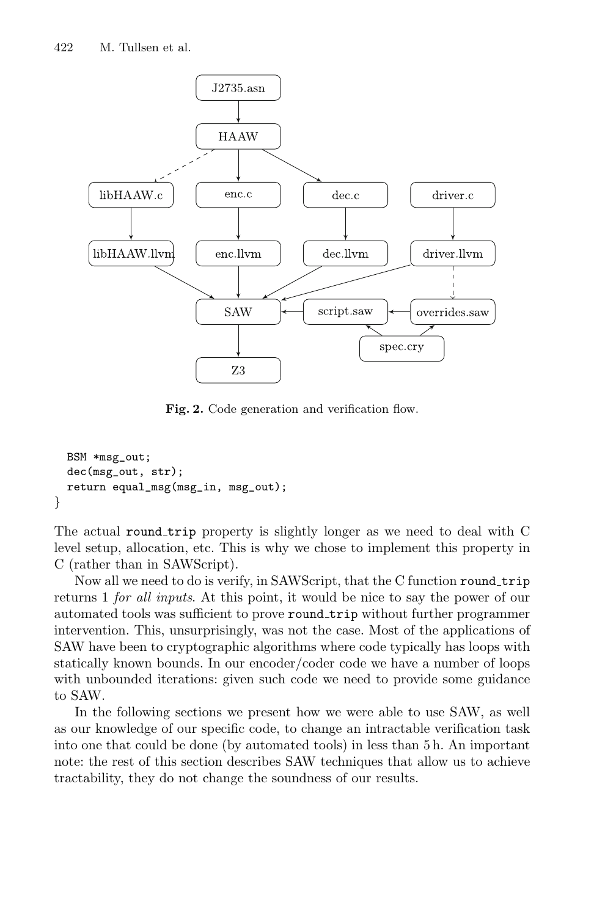```
J2735.asn → HAAW
HAAW ⇢ libHAAW.c
HAAW → enc.c
HAAW → dec.c
libHAAW.c → libHAAW.llvm
enc.c → enc.llvm
dec.c → dec.llvm
driver.c → driver.llvm
libHAAW.llvm → SAW
enc.llvm → SAW
dec.llvm → SAW
driver.llvm → SAW
driver.llvm ⇢ overrides.saw
overrides.saw → script.saw
spec.cry → script.saw
spec.cry → overrides.saw
script.saw → SAW
SAW → Z3
```

**Fig. 2.** Code generation and verification flow.

```
  BSM *msg_out;
  dec(msg_out, str);
  return equal_msg(msg_in, msg_out);
}
```

The actual `round_trip` property is slightly longer as we need to deal with C level setup, allocation, etc. This is why we chose to implement this property in C (rather than in SAWScript).

Now all we need to do is verify, in SAWScript, that the C function `round_trip` returns 1 *for all inputs*. At this point, it would be nice to say the power of our automated tools was sufficient to prove `round_trip` without further programmer intervention. This, unsurprisingly, was not the case. Most of the applications of SAW have been to cryptographic algorithms where code typically has loops with statically known bounds. In our encoder/coder code we have a number of loops with unbounded iterations: given such code we need to provide some guidance to SAW.

In the following sections we present how we were able to use SAW, as well as our knowledge of our specific code, to change an intractable verification task into one that could be done (by automated tools) in less than 5 h. An important note: the rest of this section describes SAW techniques that allow us to achieve tractability, they do not change the soundness of our results.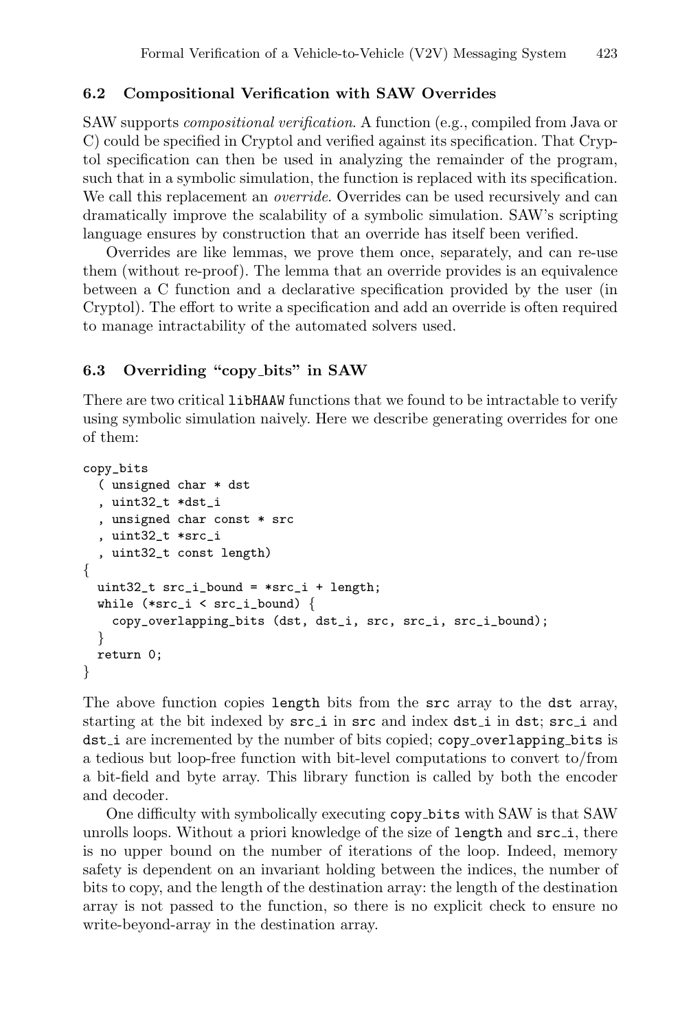### 6.2 Compositional Verification with SAW Overrides

SAW supports *compositional verification*. A function (e.g., compiled from Java or C) could be specified in Cryptol and verified against its specification. That Cryptol specification can then be used in analyzing the remainder of the program, such that in a symbolic simulation, the function is replaced with its specification. We call this replacement an *override*. Overrides can be used recursively and can dramatically improve the scalability of a symbolic simulation. SAW's scripting language ensures by construction that an override has itself been verified.

Overrides are like lemmas, we prove them once, separately, and can re-use them (without re-proof). The lemma that an override provides is an equivalence between a C function and a declarative specification provided by the user (in Cryptol). The effort to write a specification and add an override is often required to manage intractability of the automated solvers used.

### 6.3 Overriding "copy_bits" in SAW

There are two critical `libHAAW` functions that we found to be intractable to verify using symbolic simulation naively. Here we describe generating overrides for one of them:

```
copy_bits
  ( unsigned char * dst
  , uint32_t *dst_i
  , unsigned char const * src
  , uint32_t *src_i
  , uint32_t const length)
{
  uint32_t src_i_bound = *src_i + length;
  while (*src_i < src_i_bound) {
    copy_overlapping_bits (dst, dst_i, src, src_i, src_i_bound);
  }
  return 0;
}
```

The above function copies `length` bits from the `src` array to the `dst` array, starting at the bit indexed by `src_i` in `src` and index `dst_i` in `dst`; `src_i` and `dst_i` are incremented by the number of bits copied; `copy_overlapping_bits` is a tedious but loop-free function with bit-level computations to convert to/from a bit-field and byte array. This library function is called by both the encoder and decoder.

One difficulty with symbolically executing `copy_bits` with SAW is that SAW unrolls loops. Without a priori knowledge of the size of `length` and `src_i`, there is no upper bound on the number of iterations of the loop. Indeed, memory safety is dependent on an invariant holding between the indices, the number of bits to copy, and the length of the destination array: the length of the destination array is not passed to the function, so there is no explicit check to ensure no write-beyond-array in the destination array.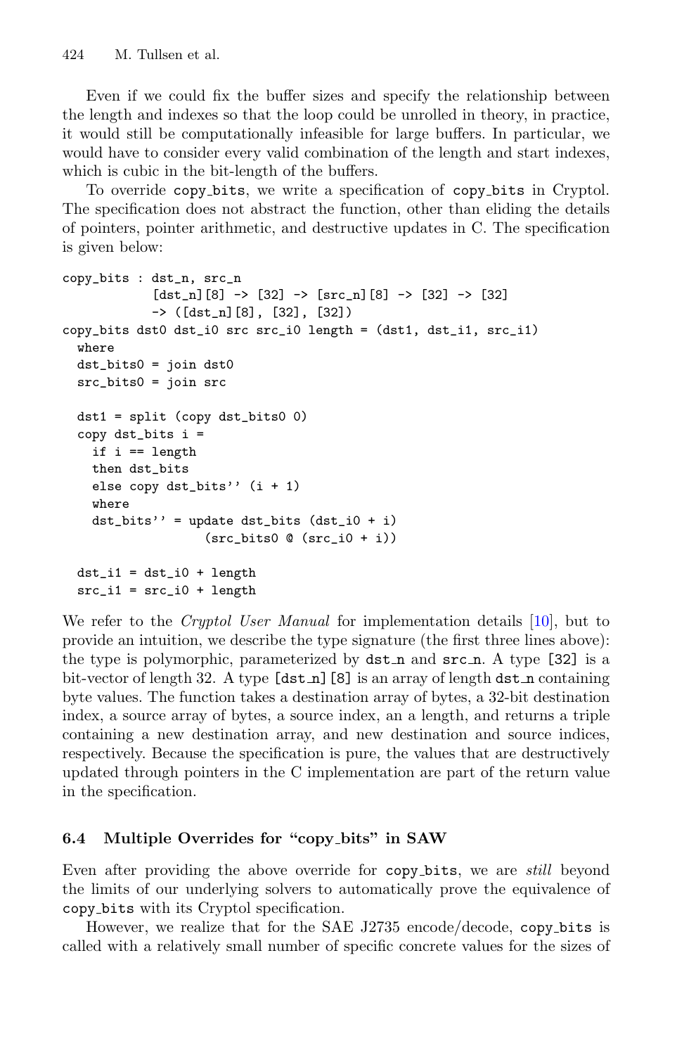Even if we could fix the buffer sizes and specify the relationship between the length and indexes so that the loop could be unrolled in theory, in practice, it would still be computationally infeasible for large buffers. In particular, we would have to consider every valid combination of the length and start indexes, which is cubic in the bit-length of the buffers.

To override copy_bits, we write a specification of copy_bits in Cryptol. The specification does not abstract the function, other than eliding the details of pointers, pointer arithmetic, and destructive updates in C. The specification is given below:

```
copy_bits : dst_n, src_n
            [dst_n][8] -> [32] -> [src_n][8] -> [32] -> [32]
            -> ([dst_n][8], [32], [32])
copy_bits dst0 dst_i0 src src_i0 length = (dst1, dst_i1, src_i1)
  where
  dst_bits0 = join dst0
  src_bits0 = join src

  dst1 = split (copy dst_bits0 0)
  copy dst_bits i =
    if i == length
    then dst_bits
    else copy dst_bits'' (i + 1)
    where
    dst_bits'' = update dst_bits (dst_i0 + i)
                    (src_bits0 @ (src_i0 + i))

  dst_i1 = dst_i0 + length
  src_i1 = src_i0 + length
```

We refer to the *Cryptol User Manual* for implementation details [10], but to provide an intuition, we describe the type signature (the first three lines above): the type is polymorphic, parameterized by dst_n and src_n. A type [32] is a bit-vector of length 32. A type [dst_n][8] is an array of length dst_n containing byte values. The function takes a destination array of bytes, a 32-bit destination index, a source array of bytes, a source index, an a length, and returns a triple containing a new destination array, and new destination and source indices, respectively. Because the specification is pure, the values that are destructively updated through pointers in the C implementation are part of the return value in the specification.

### 6.4 Multiple Overrides for "copy_bits" in SAW

Even after providing the above override for copy_bits, we are *still* beyond the limits of our underlying solvers to automatically prove the equivalence of copy_bits with its Cryptol specification.

However, we realize that for the SAE J2735 encode/decode, copy_bits is called with a relatively small number of specific concrete values for the sizes of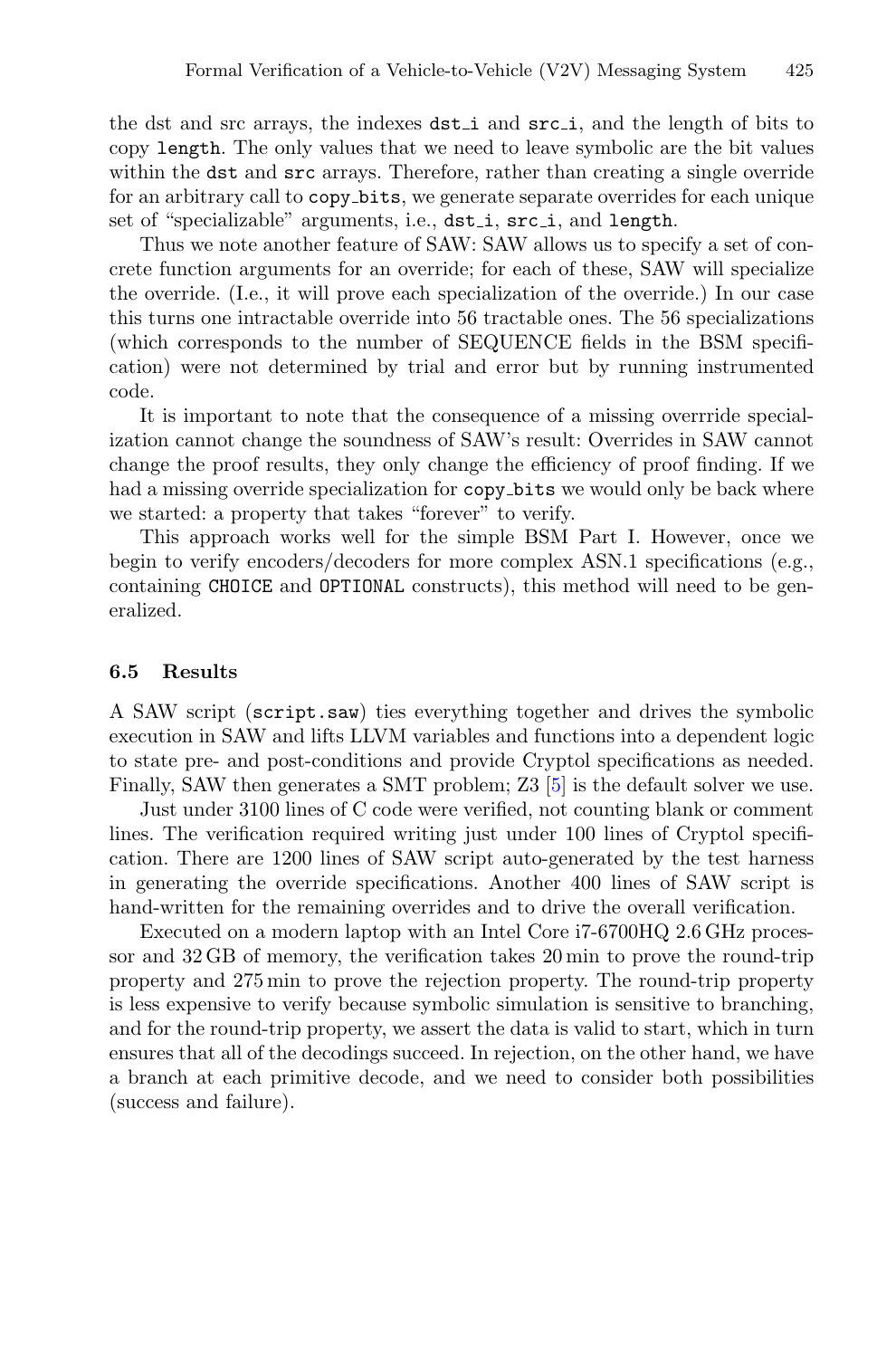the dst and src arrays, the indexes `dst_i` and `src_i`, and the length of bits to copy `length`. The only values that we need to leave symbolic are the bit values within the `dst` and `src` arrays. Therefore, rather than creating a single override for an arbitrary call to `copy_bits`, we generate separate overrides for each unique set of "specializable" arguments, i.e., `dst_i`, `src_i`, and `length`.

Thus we note another feature of SAW: SAW allows us to specify a set of concrete function arguments for an override; for each of these, SAW will specialize the override. (I.e., it will prove each specialization of the override.) In our case this turns one intractable override into 56 tractable ones. The 56 specializations (which corresponds to the number of SEQUENCE fields in the BSM specification) were not determined by trial and error but by running instrumented code.

It is important to note that the consequence of a missing overrride specialization cannot change the soundness of SAW's result: Overrides in SAW cannot change the proof results, they only change the efficiency of proof finding. If we had a missing override specialization for `copy_bits` we would only be back where we started: a property that takes "forever" to verify.

This approach works well for the simple BSM Part I. However, once we begin to verify encoders/decoders for more complex ASN.1 specifications (e.g., containing `CHOICE` and `OPTIONAL` constructs), this method will need to be generalized.

### 6.5 Results

A SAW script (`script.saw`) ties everything together and drives the symbolic execution in SAW and lifts LLVM variables and functions into a dependent logic to state pre- and post-conditions and provide Cryptol specifications as needed. Finally, SAW then generates a SMT problem; Z3 [5] is the default solver we use.

Just under 3100 lines of C code were verified, not counting blank or comment lines. The verification required writing just under 100 lines of Cryptol specification. There are 1200 lines of SAW script auto-generated by the test harness in generating the override specifications. Another 400 lines of SAW script is hand-written for the remaining overrides and to drive the overall verification.

Executed on a modern laptop with an Intel Core i7-6700HQ 2.6 GHz processor and 32 GB of memory, the verification takes 20 min to prove the round-trip property and 275 min to prove the rejection property. The round-trip property is less expensive to verify because symbolic simulation is sensitive to branching, and for the round-trip property, we assert the data is valid to start, which in turn ensures that all of the decodings succeed. In rejection, on the other hand, we have a branch at each primitive decode, and we need to consider both possibilities (success and failure).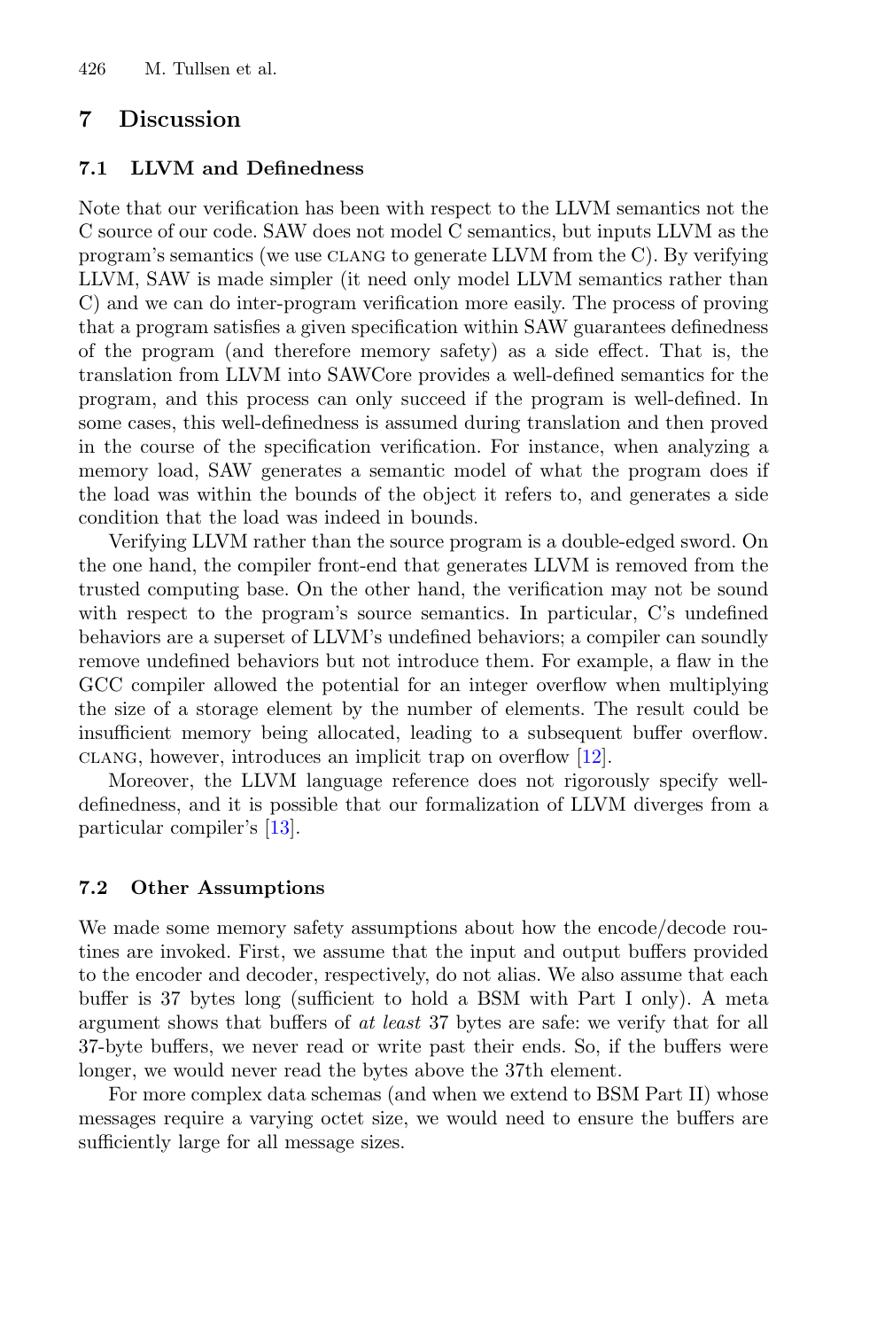## 7 Discussion

### 7.1 LLVM and Definedness

Note that our verification has been with respect to the LLVM semantics not the C source of our code. SAW does not model C semantics, but inputs LLVM as the program's semantics (we use CLANG to generate LLVM from the C). By verifying LLVM, SAW is made simpler (it need only model LLVM semantics rather than C) and we can do inter-program verification more easily. The process of proving that a program satisfies a given specification within SAW guarantees definedness of the program (and therefore memory safety) as a side effect. That is, the translation from LLVM into SAWCore provides a well-defined semantics for the program, and this process can only succeed if the program is well-defined. In some cases, this well-definedness is assumed during translation and then proved in the course of the specification verification. For instance, when analyzing a memory load, SAW generates a semantic model of what the program does if the load was within the bounds of the object it refers to, and generates a side condition that the load was indeed in bounds.

Verifying LLVM rather than the source program is a double-edged sword. On the one hand, the compiler front-end that generates LLVM is removed from the trusted computing base. On the other hand, the verification may not be sound with respect to the program's source semantics. In particular, C's undefined behaviors are a superset of LLVM's undefined behaviors; a compiler can soundly remove undefined behaviors but not introduce them. For example, a flaw in the GCC compiler allowed the potential for an integer overflow when multiplying the size of a storage element by the number of elements. The result could be insufficient memory being allocated, leading to a subsequent buffer overflow. CLANG, however, introduces an implicit trap on overflow [12].

Moreover, the LLVM language reference does not rigorously specify well-definedness, and it is possible that our formalization of LLVM diverges from a particular compiler's [13].

### 7.2 Other Assumptions

We made some memory safety assumptions about how the encode/decode routines are invoked. First, we assume that the input and output buffers provided to the encoder and decoder, respectively, do not alias. We also assume that each buffer is 37 bytes long (sufficient to hold a BSM with Part I only). A meta argument shows that buffers of *at least* 37 bytes are safe: we verify that for all 37-byte buffers, we never read or write past their ends. So, if the buffers were longer, we would never read the bytes above the 37th element.

For more complex data schemas (and when we extend to BSM Part II) whose messages require a varying octet size, we would need to ensure the buffers are sufficiently large for all message sizes.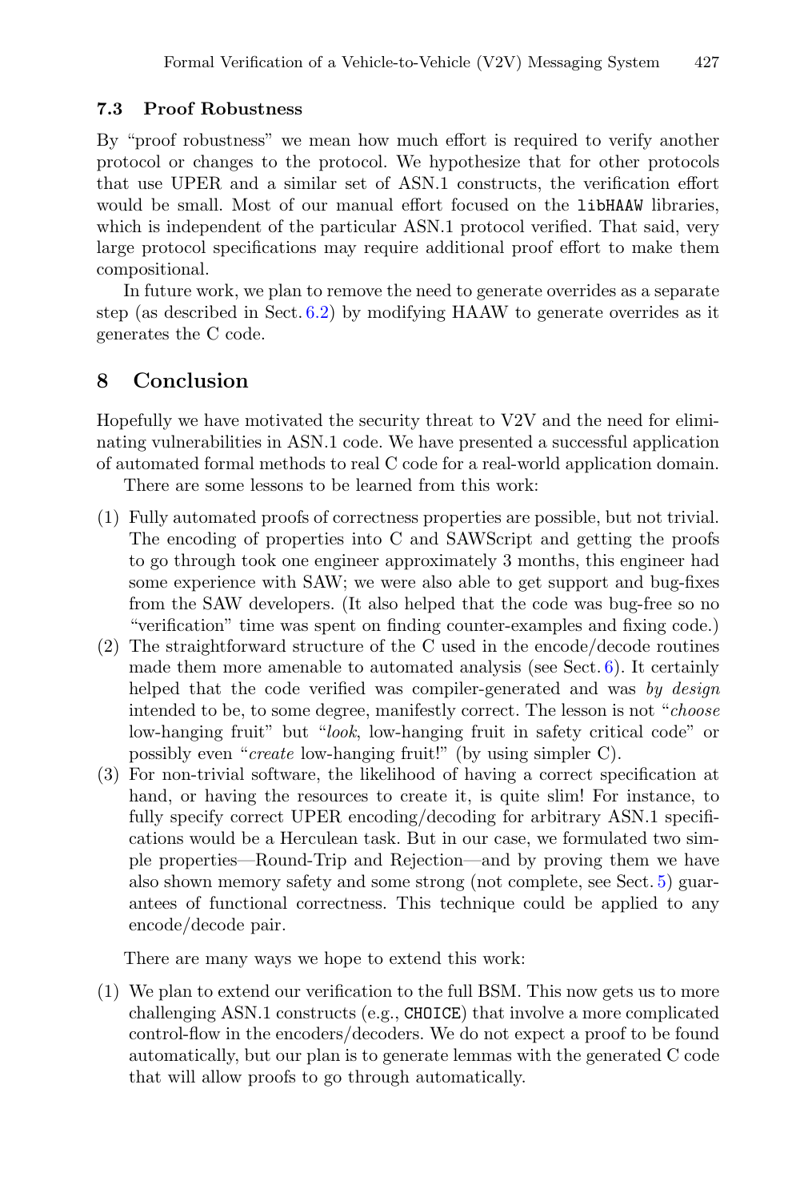### 7.3 Proof Robustness

By "proof robustness" we mean how much effort is required to verify another protocol or changes to the protocol. We hypothesize that for other protocols that use UPER and a similar set of ASN.1 constructs, the verification effort would be small. Most of our manual effort focused on the `libHAAW` libraries, which is independent of the particular ASN.1 protocol verified. That said, very large protocol specifications may require additional proof effort to make them compositional.

In future work, we plan to remove the need to generate overrides as a separate step (as described in Sect. 6.2) by modifying HAAW to generate overrides as it generates the C code.

## 8 Conclusion

Hopefully we have motivated the security threat to V2V and the need for eliminating vulnerabilities in ASN.1 code. We have presented a successful application of automated formal methods to real C code for a real-world application domain.

There are some lessons to be learned from this work:

(1) Fully automated proofs of correctness properties are possible, but not trivial. The encoding of properties into C and SAWScript and getting the proofs to go through took one engineer approximately 3 months, this engineer had some experience with SAW; we were also able to get support and bug-fixes from the SAW developers. (It also helped that the code was bug-free so no "verification" time was spent on finding counter-examples and fixing code.)

(2) The straightforward structure of the C used in the encode/decode routines made them more amenable to automated analysis (see Sect. 6). It certainly helped that the code verified was compiler-generated and was *by design* intended to be, to some degree, manifestly correct. The lesson is not "*choose* low-hanging fruit" but "*look*, low-hanging fruit in safety critical code" or possibly even "*create* low-hanging fruit!" (by using simpler C).

(3) For non-trivial software, the likelihood of having a correct specification at hand, or having the resources to create it, is quite slim! For instance, to fully specify correct UPER encoding/decoding for arbitrary ASN.1 specifications would be a Herculean task. But in our case, we formulated two simple properties—Round-Trip and Rejection—and by proving them we have also shown memory safety and some strong (not complete, see Sect. 5) guarantees of functional correctness. This technique could be applied to any encode/decode pair.

There are many ways we hope to extend this work:

(1) We plan to extend our verification to the full BSM. This now gets us to more challenging ASN.1 constructs (e.g., `CHOICE`) that involve a more complicated control-flow in the encoders/decoders. We do not expect a proof to be found automatically, but our plan is to generate lemmas with the generated C code that will allow proofs to go through automatically.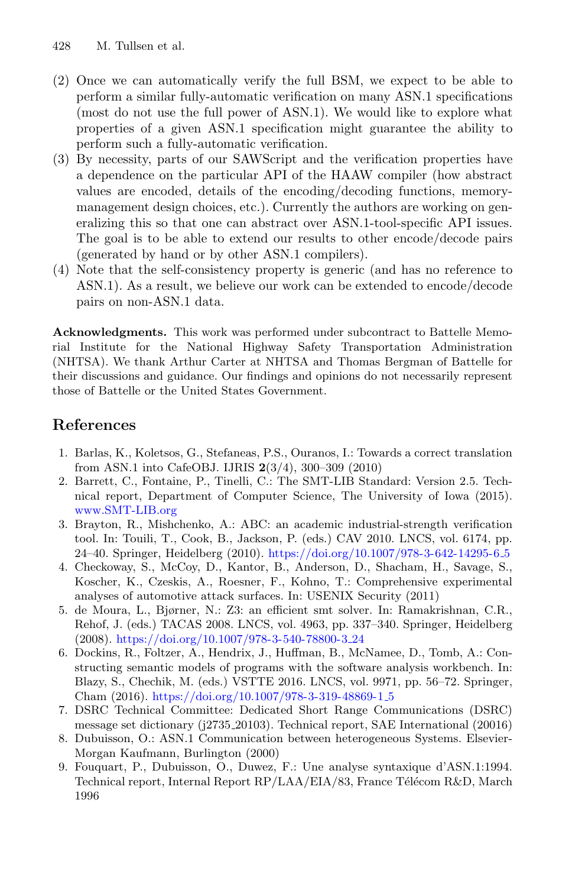(2) Once we can automatically verify the full BSM, we expect to be able to perform a similar fully-automatic verification on many ASN.1 specifications (most do not use the full power of ASN.1). We would like to explore what properties of a given ASN.1 specification might guarantee the ability to perform such a fully-automatic verification.

(3) By necessity, parts of our SAWScript and the verification properties have a dependence on the particular API of the HAAW compiler (how abstract values are encoded, details of the encoding/decoding functions, memory-management design choices, etc.). Currently the authors are working on generalizing this so that one can abstract over ASN.1-tool-specific API issues. The goal is to be able to extend our results to other encode/decode pairs (generated by hand or by other ASN.1 compilers).

(4) Note that the self-consistency property is generic (and has no reference to ASN.1). As a result, we believe our work can be extended to encode/decode pairs on non-ASN.1 data.

**Acknowledgments.** This work was performed under subcontract to Battelle Memorial Institute for the National Highway Safety Transportation Administration (NHTSA). We thank Arthur Carter at NHTSA and Thomas Bergman of Battelle for their discussions and guidance. Our findings and opinions do not necessarily represent those of Battelle or the United States Government.

## References

1. Barlas, K., Koletsos, G., Stefaneas, P.S., Ouranos, I.: Towards a correct translation from ASN.1 into CafeOBJ. IJRIS **2**(3/4), 300–309 (2010)
2. Barrett, C., Fontaine, P., Tinelli, C.: The SMT-LIB Standard: Version 2.5. Technical report, Department of Computer Science, The University of Iowa (2015). www.SMT-LIB.org
3. Brayton, R., Mishchenko, A.: ABC: an academic industrial-strength verification tool. In: Touili, T., Cook, B., Jackson, P. (eds.) CAV 2010. LNCS, vol. 6174, pp. 24–40. Springer, Heidelberg (2010). https://doi.org/10.1007/978-3-642-14295-6_5
4. Checkoway, S., McCoy, D., Kantor, B., Anderson, D., Shacham, H., Savage, S., Koscher, K., Czeskis, A., Roesner, F., Kohno, T.: Comprehensive experimental analyses of automotive attack surfaces. In: USENIX Security (2011)
5. de Moura, L., Bjørner, N.: Z3: an efficient smt solver. In: Ramakrishnan, C.R., Rehof, J. (eds.) TACAS 2008. LNCS, vol. 4963, pp. 337–340. Springer, Heidelberg (2008). https://doi.org/10.1007/978-3-540-78800-3_24
6. Dockins, R., Foltzer, A., Hendrix, J., Huffman, B., McNamee, D., Tomb, A.: Constructing semantic models of programs with the software analysis workbench. In: Blazy, S., Chechik, M. (eds.) VSTTE 2016. LNCS, vol. 9971, pp. 56–72. Springer, Cham (2016). https://doi.org/10.1007/978-3-319-48869-1_5
7. DSRC Technical Committee: Dedicated Short Range Communications (DSRC) message set dictionary (j2735_20103). Technical report, SAE International (20016)
8. Dubuisson, O.: ASN.1 Communication between heterogeneous Systems. Elsevier-Morgan Kaufmann, Burlington (2000)
9. Fouquart, P., Dubuisson, O., Duwez, F.: Une analyse syntaxique d'ASN.1:1994. Technical report, Internal Report RP/LAA/EIA/83, France Télécom R&D, March 1996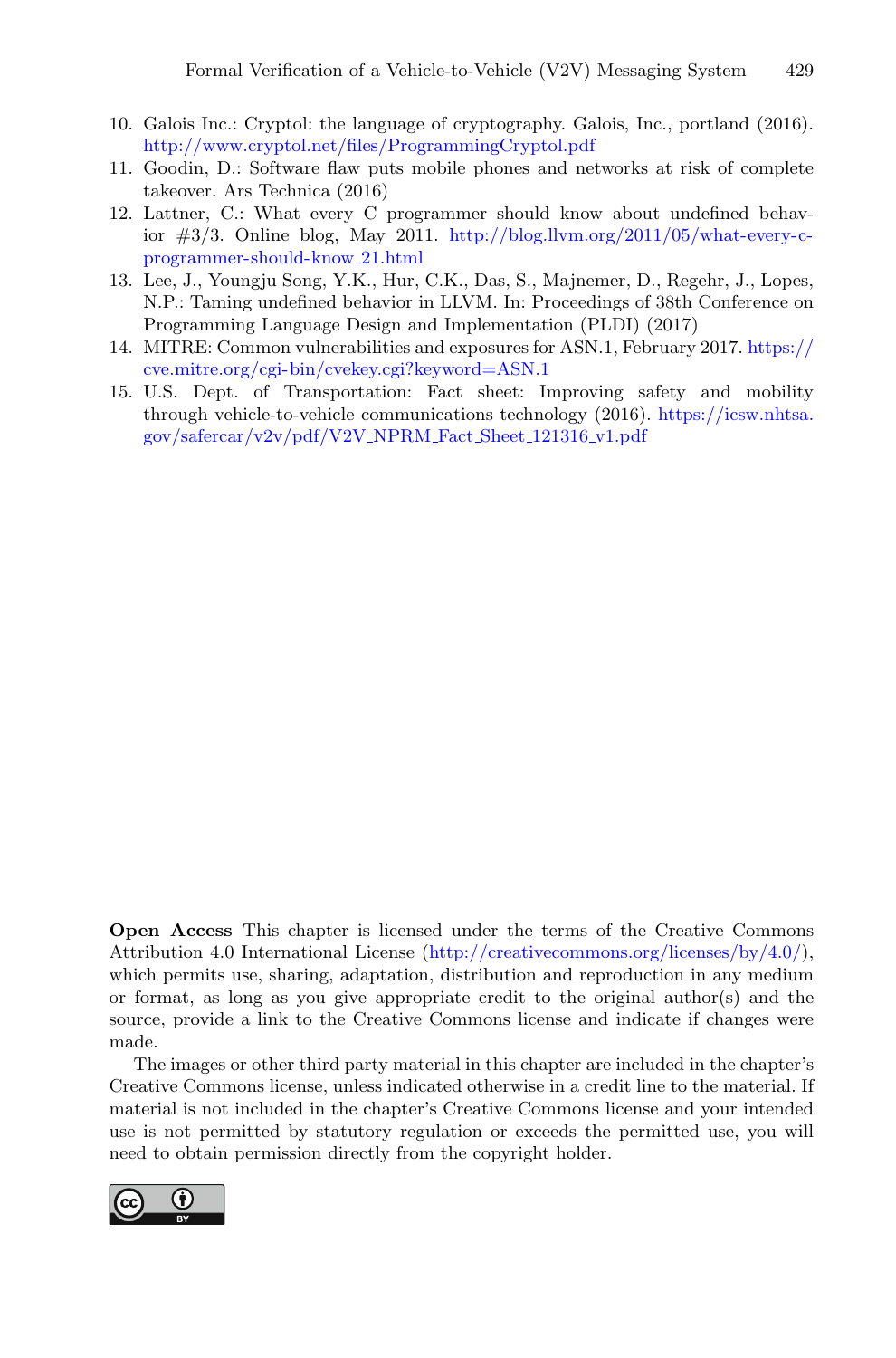10. Galois Inc.: Cryptol: the language of cryptography. Galois, Inc., portland (2016). http://www.cryptol.net/files/ProgrammingCryptol.pdf
11. Goodin, D.: Software flaw puts mobile phones and networks at risk of complete takeover. Ars Technica (2016)
12. Lattner, C.: What every C programmer should know about undefined behavior #3/3. Online blog, May 2011. http://blog.llvm.org/2011/05/what-every-c-programmer-should-know_21.html
13. Lee, J., Youngju Song, Y.K., Hur, C.K., Das, S., Majnemer, D., Regehr, J., Lopes, N.P.: Taming undefined behavior in LLVM. In: Proceedings of 38th Conference on Programming Language Design and Implementation (PLDI) (2017)
14. MITRE: Common vulnerabilities and exposures for ASN.1, February 2017. https://cve.mitre.org/cgi-bin/cvekey.cgi?keyword=ASN.1
15. U.S. Dept. of Transportation: Fact sheet: Improving safety and mobility through vehicle-to-vehicle communications technology (2016). https://icsw.nhtsa.gov/safercar/v2v/pdf/V2V_NPRM_Fact_Sheet_121316_v1.pdf

**Open Access** This chapter is licensed under the terms of the Creative Commons Attribution 4.0 International License (http://creativecommons.org/licenses/by/4.0/), which permits use, sharing, adaptation, distribution and reproduction in any medium or format, as long as you give appropriate credit to the original author(s) and the source, provide a link to the Creative Commons license and indicate if changes were made.

The images or other third party material in this chapter are included in the chapter's Creative Commons license, unless indicated otherwise in a credit line to the material. If material is not included in the chapter's Creative Commons license and your intended use is not permitted by statutory regulation or exceeds the permitted use, you will need to obtain permission directly from the copyright holder.